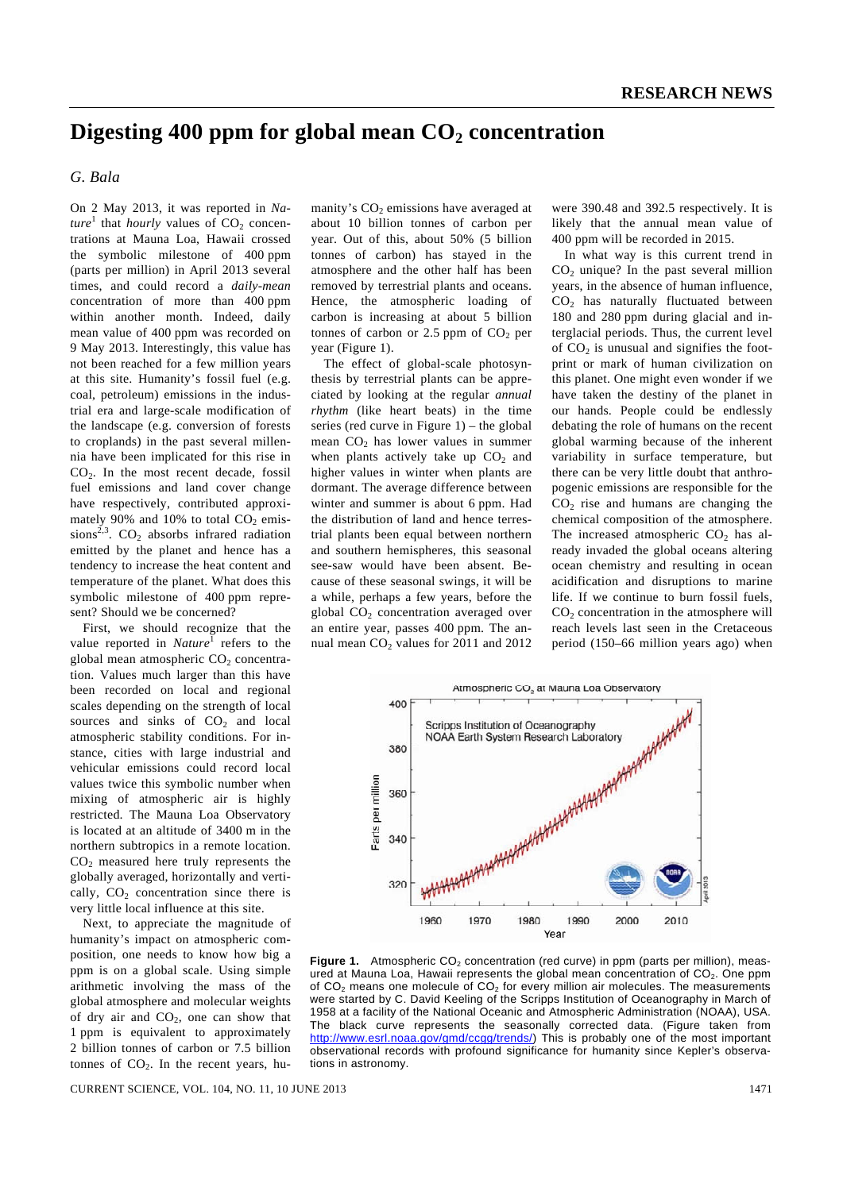# Digesting 400 ppm for global mean $CO_2$ concentration

*G. Bala*

On 2 May 2013, it was reported in *Nature*[1] that *hourly* values of $CO_2$ concentrations at Mauna Loa, Hawaii crossed the symbolic milestone of 400 ppm (parts per million) in April 2013 several times, and could record a *daily-mean* concentration of more than 400 ppm within another month. Indeed, daily mean value of 400 ppm was recorded on 9 May 2013. Interestingly, this value has not been reached for a few million years at this site. Humanity's fossil fuel (e.g. coal, petroleum) emissions in the industrial era and large-scale modification of the landscape (e.g. conversion of forests to croplands) in the past several millennia have been implicated for this rise in $CO_2$. In the most recent decade, fossil fuel emissions and land cover change have respectively, contributed approximately 90% and 10% to total $CO_2$ emissions[2,3]. $CO_2$ absorbs infrared radiation emitted by the planet and hence has a tendency to increase the heat content and temperature of the planet. What does this symbolic milestone of 400 ppm represent? Should we be concerned?

First, we should recognize that the value reported in *Nature*[1] refers to the global mean atmospheric $CO_2$ concentration. Values much larger than this have been recorded on local and regional scales depending on the strength of local sources and sinks of $CO_2$ and local atmospheric stability conditions. For instance, cities with large industrial and vehicular emissions could record local values twice this symbolic number when mixing of atmospheric air is highly restricted. The Mauna Loa Observatory is located at an altitude of 3400 m in the northern subtropics in a remote location. $CO_2$ measured here truly represents the globally averaged, horizontally and vertically, $CO_2$ concentration since there is very little local influence at this site.

Next, to appreciate the magnitude of humanity's impact on atmospheric composition, one needs to know how big a ppm is on a global scale. Using simple arithmetic involving the mass of the global atmosphere and molecular weights of dry air and $CO_2$, one can show that 1 ppm is equivalent to approximately 2 billion tonnes of carbon or 7.5 billion tonnes of $CO_2$. In the recent years, humanity's $CO_2$ emissions have averaged at about 10 billion tonnes of carbon per year. Out of this, about 50% (5 billion tonnes of carbon) has stayed in the atmosphere and the other half has been removed by terrestrial plants and oceans. Hence, the atmospheric loading of carbon is increasing at about 5 billion tonnes of carbon or 2.5 ppm of $CO_2$ per year (Figure 1).

The effect of global-scale photosynthesis by terrestrial plants can be appreciated by looking at the regular *annual rhythm* (like heart beats) in the time series (red curve in Figure 1) – the global mean $CO_2$ has lower values in summer when plants actively take up $CO_2$ and higher values in winter when plants are dormant. The average difference between winter and summer is about 6 ppm. Had the distribution of land and hence terrestrial plants been equal between northern and southern hemispheres, this seasonal see-saw would have been absent. Because of these seasonal swings, it will be a while, perhaps a few years, before the global $CO_2$ concentration averaged over an entire year, passes 400 ppm. The annual mean $CO_2$ values for 2011 and 2012 were 390.48 and 392.5 respectively. It is likely that the annual mean value of 400 ppm will be recorded in 2015.

In what way is this current trend in $CO_2$ unique? In the past several million years, in the absence of human influence, $CO_2$ has naturally fluctuated between 180 and 280 ppm during glacial and interglacial periods. Thus, the current level of $CO_2$ is unusual and signifies the footprint or mark of human civilization on this planet. One might even wonder if we have taken the destiny of the planet in our hands. People could be endlessly debating the role of humans on the recent global warming because of the inherent variability in surface temperature, but there can be very little doubt that anthropogenic emissions are responsible for the $CO_2$ rise and humans are changing the chemical composition of the atmosphere. The increased atmospheric $CO_2$ has already invaded the global oceans altering ocean chemistry and resulting in ocean acidification and disruptions to marine life. If we continue to burn fossil fuels, $CO_2$ concentration in the atmosphere will reach levels last seen in the Cretaceous period (150–66 million years ago) when

**Figure 1.** Atmospheric $CO_2$ concentration (red curve) in ppm (parts per million), measured at Mauna Loa, Hawaii represents the global mean concentration of $CO_2$. One ppm of $CO_2$ means one molecule of $CO_2$ for every million air molecules. The measurements were started by C. David Keeling of the Scripps Institution of Oceanography in March of 1958 at a facility of the National Oceanic and Atmospheric Administration (NOAA), USA. The black curve represents the seasonally corrected data. (Figure taken from http://www.esrl.noaa.gov/gmd/ccgg/trends/) This is probably one of the most important observational records with profound significance for humanity since Kepler's observations in astronomy.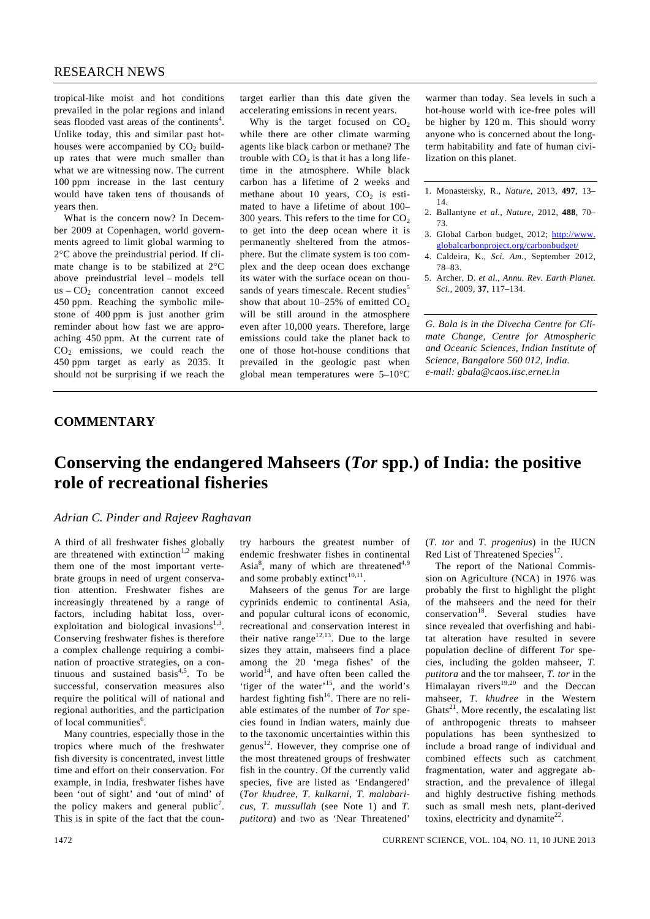tropical-like moist and hot conditions prevailed in the polar regions and inland seas flooded vast areas of the continents[4]. Unlike today, this and similar past hot-houses were accompanied by $CO_2$ build-up rates that were much smaller than what we are witnessing now. The current 100 ppm increase in the last century would have taken tens of thousands of years then.

What is the concern now? In December 2009 at Copenhagen, world governments agreed to limit global warming to 2°C above the preindustrial period. If climate change is to be stabilized at 2°C above preindustrial level – models tell us – $CO_2$ concentration cannot exceed 450 ppm. Reaching the symbolic milestone of 400 ppm is just another grim reminder about how fast we are approaching 450 ppm. At the current rate of $CO_2$ emissions, we could reach the 450 ppm target as early as 2035. It should not be surprising if we reach the target earlier than this date given the accelerating emissions in recent years.

Why is the target focused on $CO_2$ while there are other climate warming agents like black carbon or methane? The trouble with $CO_2$ is that it has a long lifetime in the atmosphere. While black carbon has a lifetime of 2 weeks and methane about 10 years, $CO_2$ is estimated to have a lifetime of about 100–300 years. This refers to the time for $CO_2$ to get into the deep ocean where it is permanently sheltered from the atmosphere. But the climate system is too complex and the deep ocean does exchange its water with the surface ocean on thousands of years timescale. Recent studies[5] show that about 10–25% of emitted $CO_2$ will be still around in the atmosphere even after 10,000 years. Therefore, large emissions could take the planet back to one of those hot-house conditions that prevailed in the geologic past when global mean temperatures were 5–10°C warmer than today. Sea levels in such a hot-house world with ice-free poles will be higher by 120 m. This should worry anyone who is concerned about the long-term habitability and fate of human civilization on this planet.

1. Monastersky, R., *Nature*, 2013, **497**, 13–14.
2. Ballantyne *et al.*, *Nature*, 2012, **488**, 70–73.
3. Global Carbon budget, 2012; http://www.globalcarbonproject.org/carbonbudget/
4. Caldeira, K., *Sci. Am.*, September 2012, 78–83.
5. Archer, D. *et al.*, *Annu. Rev. Earth Planet. Sci.*, 2009, **37**, 117–134.

*G. Bala is in the Divecha Centre for Climate Change, Centre for Atmospheric and Oceanic Sciences, Indian Institute of Science, Bangalore 560 012, India.*
*e-mail: gbala@caos.iisc.ernet.in*

## COMMENTARY

# Conserving the endangered Mahseers (*Tor* spp.) of India: the positive role of recreational fisheries

*Adrian C. Pinder and Rajeev Raghavan*

A third of all freshwater fishes globally are threatened with extinction[1,2] making them one of the most important vertebrate groups in need of urgent conservation attention. Freshwater fishes are increasingly threatened by a range of factors, including habitat loss, overexploitation and biological invasions[1,3]. Conserving freshwater fishes is therefore a complex challenge requiring a combination of proactive strategies, on a continuous and sustained basis[4,5]. To be successful, conservation measures also require the political will of national and regional authorities, and the participation of local communities[6].

Many countries, especially those in the tropics where much of the freshwater fish diversity is concentrated, invest little time and effort on their conservation. For example, in India, freshwater fishes have been 'out of sight' and 'out of mind' of the policy makers and general public[7]. This is in spite of the fact that the country harbours the greatest number of endemic freshwater fishes in continental Asia[8], many of which are threatened[4,9] and some probably extinct[10,11].

Mahseers of the genus *Tor* are large cyprinids endemic to continental Asia, and popular cultural icons of economic, recreational and conservation interest in their native range[12,13]. Due to the large sizes they attain, mahseers find a place among the 20 'mega fishes' of the world[14], and have often been called the 'tiger of the water'[15], and the world's hardest fighting fish[16]. There are no reliable estimates of the number of *Tor* species found in Indian waters, mainly due to the taxonomic uncertainties within this genus[12]. However, they comprise one of the most threatened groups of freshwater fish in the country. Of the currently valid species, five are listed as 'Endangered' (*Tor khudree*, *T. kulkarni*, *T. malabaricus*, *T. mussullah* (see Note 1) and *T. putitora*) and two as 'Near Threatened' (*T. tor* and *T. progenius*) in the IUCN Red List of Threatened Species[17].

The report of the National Commission on Agriculture (NCA) in 1976 was probably the first to highlight the plight of the mahseers and the need for their conservation[18]. Several studies have since revealed that overfishing and habitat alteration have resulted in severe population decline of different *Tor* species, including the golden mahseer, *T. putitora* and the tor mahseer, *T. tor* in the Himalayan rivers[19,20] and the Deccan mahseer, *T. khudree* in the Western Ghats[21]. More recently, the escalating list of anthropogenic threats to mahseer populations has been synthesized to include a broad range of individual and combined effects such as catchment fragmentation, water and aggregate abstraction, and the prevalence of illegal and highly destructive fishing methods such as small mesh nets, plant-derived toxins, electricity and dynamite[22].